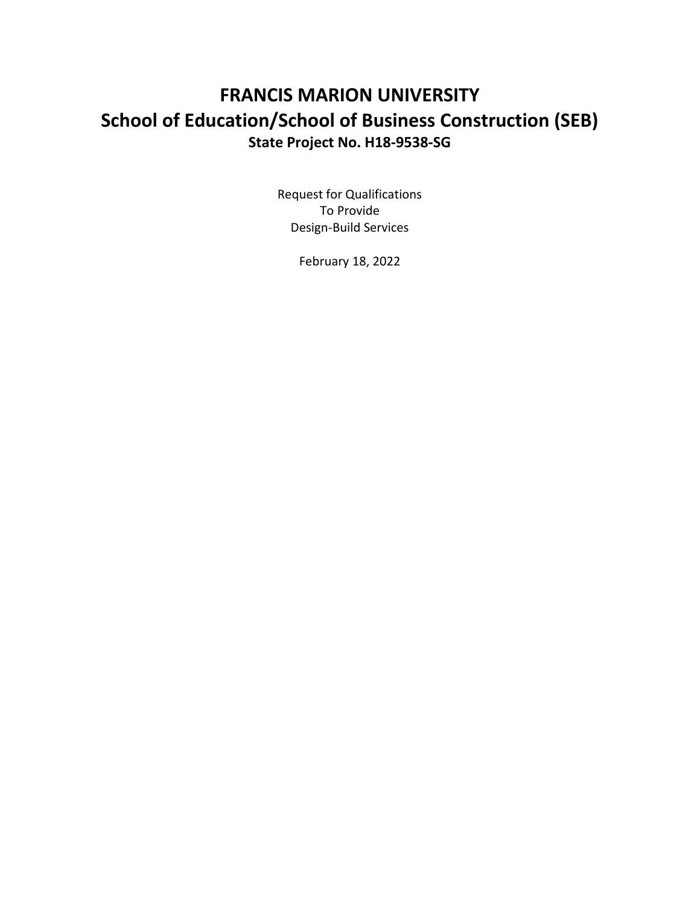# FRANCIS MARION UNIVERSITY

## School of Education/School of Business Construction (SEB)

### State Project No. H18-9538-SG

Request for Qualifications
To Provide
Design-Build Services

February 18, 2022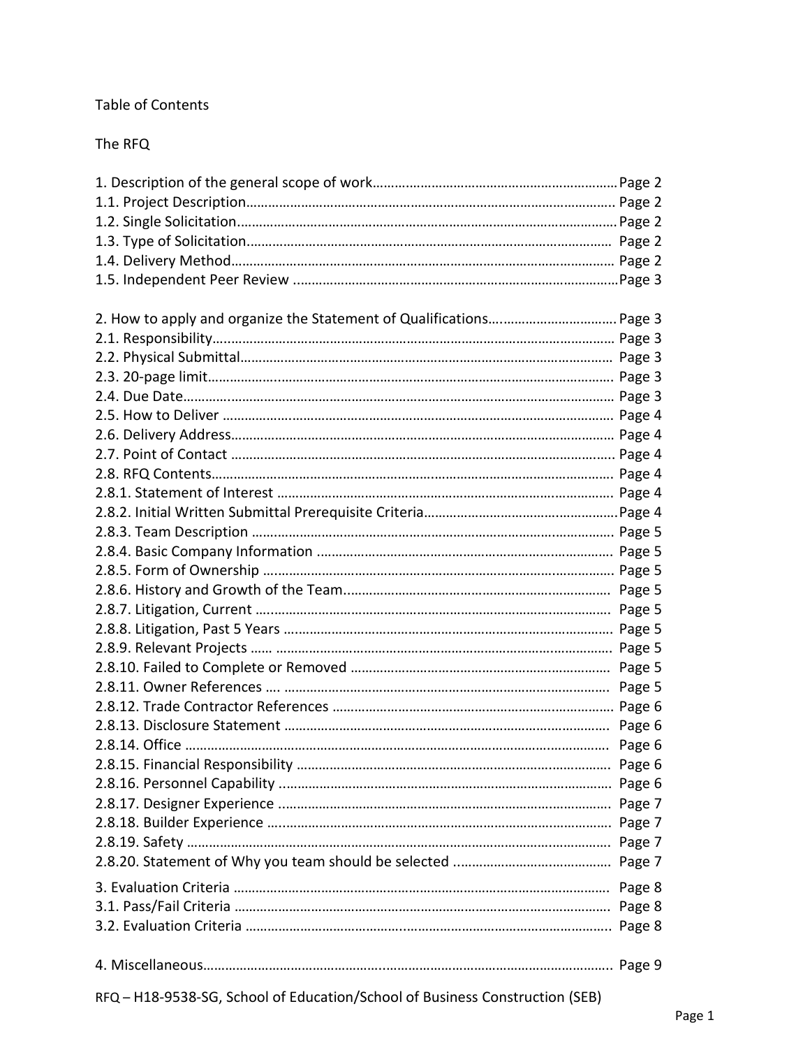Table of Contents

The RFQ

1. Description of the general scope of work........................................................................Page 2
1.1. Project Description........................................................................................................ Page 2
1.2. Single Solicitation..........................................................................................................Page 2
1.3. Type of Solicitation....................................................................................................... Page 2
1.4. Delivery Method........................................................................................................... Page 2
1.5. Independent Peer Review ...............................................................................................Page 3

2. How to apply and organize the Statement of Qualifications…..............................Page 3
2.1. Responsibility................................................................................................................ Page 3
2.2. Physical Submittal......................................................................................................... Page 3
2.3. 20-page limit.................................................................................................................. Page 3
2.4. Due Date........................................................................................................................ Page 3
2.5. How to Deliver ............................................................................................................. Page 4
2.6. Delivery Address........................................................................................................... Page 4
2.7. Point of Contact ............................................................................................................ Page 4
2.8. RFQ Contents................................................................................................................ Page 4
2.8.1. Statement of Interest .................................................................................................. Page 4
2.8.2. Initial Written Submittal Prerequisite Criteria.............................................................Page 4
2.8.3. Team Description ....................................................................................................... Page 5
2.8.4. Basic Company Information ...................................................................................... Page 5
2.8.5. Form of Ownership .................................................................................................... Page 5
2.8.6. History and Growth of the Team................................................................................ Page 5
2.8.7. Litigation, Current ...................................................................................................... Page 5
2.8.8. Litigation, Past 5 Years .............................................................................................. Page 5
2.8.9. Relevant Projects ...... ................................................................................................ Page 5
2.8.10. Failed to Complete or Removed .............................................................................. Page 5
2.8.11. Owner References .... ............................................................................................... Page 5
2.8.12. Trade Contractor References .................................................................................... Page 6
2.8.13. Disclosure Statement ............................................................................................... Page 6
2.8.14. Office ........................................................................................................................ Page 6
2.8.15. Financial Responsibility ........................................................................................... Page 6
2.8.16. Personnel Capability ................................................................................................ Page 6
2.8.17. Designer Experience ................................................................................................ Page 7
2.8.18. Builder Experience ................................................................................................... Page 7
2.8.19. Safety ....................................................................................................................... Page 7
2.8.20. Statement of Why you team should be selected ........................................... Page 7

3. Evaluation Criteria ............................................................................................................ Page 8
3.1. Pass/Fail Criteria ........................................................................................................... Page 8
3.2. Evaluation Criteria ........................................................................................................ Page 8

4. Miscellaneous.................................................................................................................... Page 9

RFQ – H18-9538-SG, School of Education/School of Business Construction (SEB)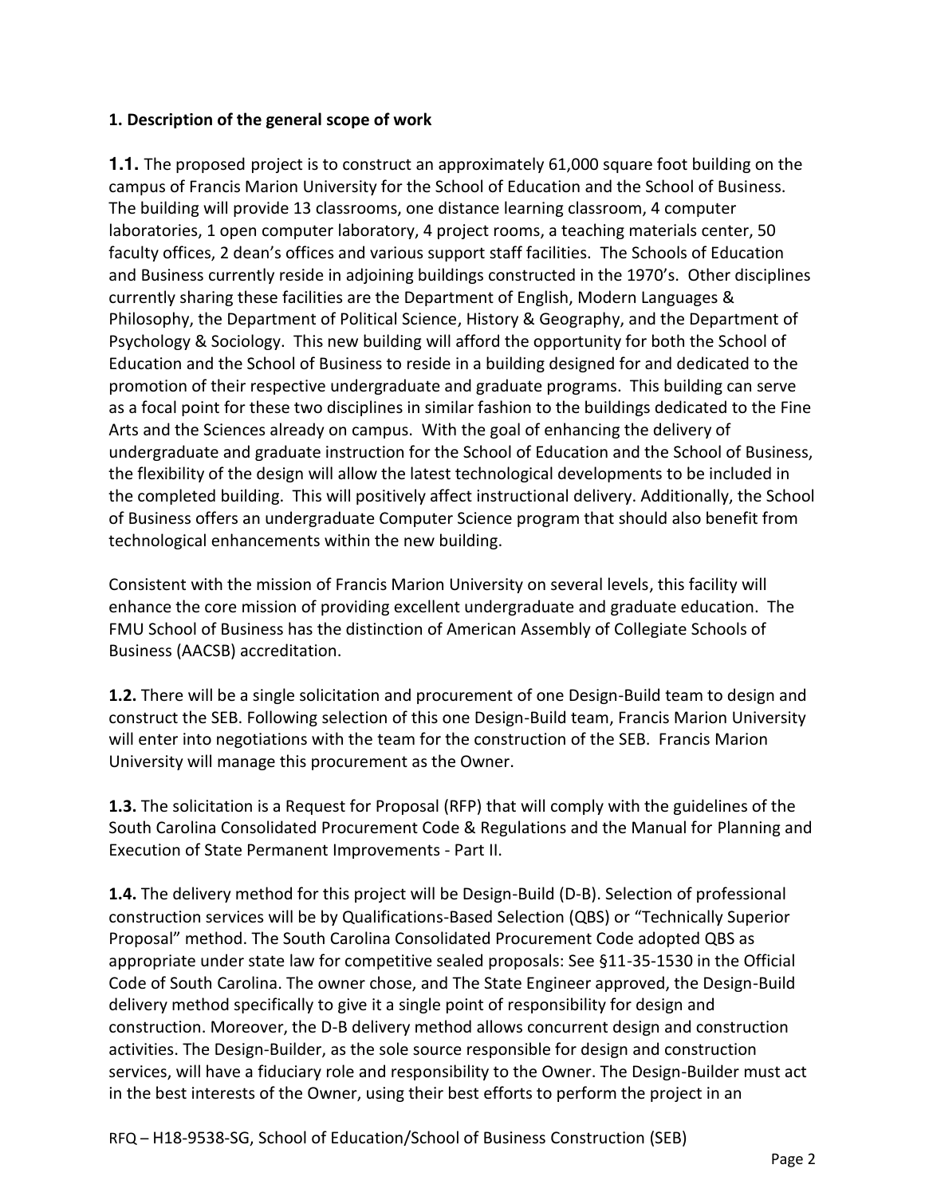### 1. Description of the general scope of work

**1.1.** The proposed project is to construct an approximately 61,000 square foot building on the campus of Francis Marion University for the School of Education and the School of Business. The building will provide 13 classrooms, one distance learning classroom, 4 computer laboratories, 1 open computer laboratory, 4 project rooms, a teaching materials center, 50 faculty offices, 2 dean's offices and various support staff facilities. The Schools of Education and Business currently reside in adjoining buildings constructed in the 1970's. Other disciplines currently sharing these facilities are the Department of English, Modern Languages & Philosophy, the Department of Political Science, History & Geography, and the Department of Psychology & Sociology. This new building will afford the opportunity for both the School of Education and the School of Business to reside in a building designed for and dedicated to the promotion of their respective undergraduate and graduate programs. This building can serve as a focal point for these two disciplines in similar fashion to the buildings dedicated to the Fine Arts and the Sciences already on campus. With the goal of enhancing the delivery of undergraduate and graduate instruction for the School of Education and the School of Business, the flexibility of the design will allow the latest technological developments to be included in the completed building. This will positively affect instructional delivery. Additionally, the School of Business offers an undergraduate Computer Science program that should also benefit from technological enhancements within the new building.

Consistent with the mission of Francis Marion University on several levels, this facility will enhance the core mission of providing excellent undergraduate and graduate education. The FMU School of Business has the distinction of American Assembly of Collegiate Schools of Business (AACSB) accreditation.

**1.2.** There will be a single solicitation and procurement of one Design-Build team to design and construct the SEB. Following selection of this one Design-Build team, Francis Marion University will enter into negotiations with the team for the construction of the SEB. Francis Marion University will manage this procurement as the Owner.

**1.3.** The solicitation is a Request for Proposal (RFP) that will comply with the guidelines of the South Carolina Consolidated Procurement Code & Regulations and the Manual for Planning and Execution of State Permanent Improvements - Part II.

**1.4.** The delivery method for this project will be Design-Build (D-B). Selection of professional construction services will be by Qualifications-Based Selection (QBS) or "Technically Superior Proposal" method. The South Carolina Consolidated Procurement Code adopted QBS as appropriate under state law for competitive sealed proposals: See §11-35-1530 in the Official Code of South Carolina. The owner chose, and The State Engineer approved, the Design-Build delivery method specifically to give it a single point of responsibility for design and construction. Moreover, the D-B delivery method allows concurrent design and construction activities. The Design-Builder, as the sole source responsible for design and construction services, will have a fiduciary role and responsibility to the Owner. The Design-Builder must act in the best interests of the Owner, using their best efforts to perform the project in an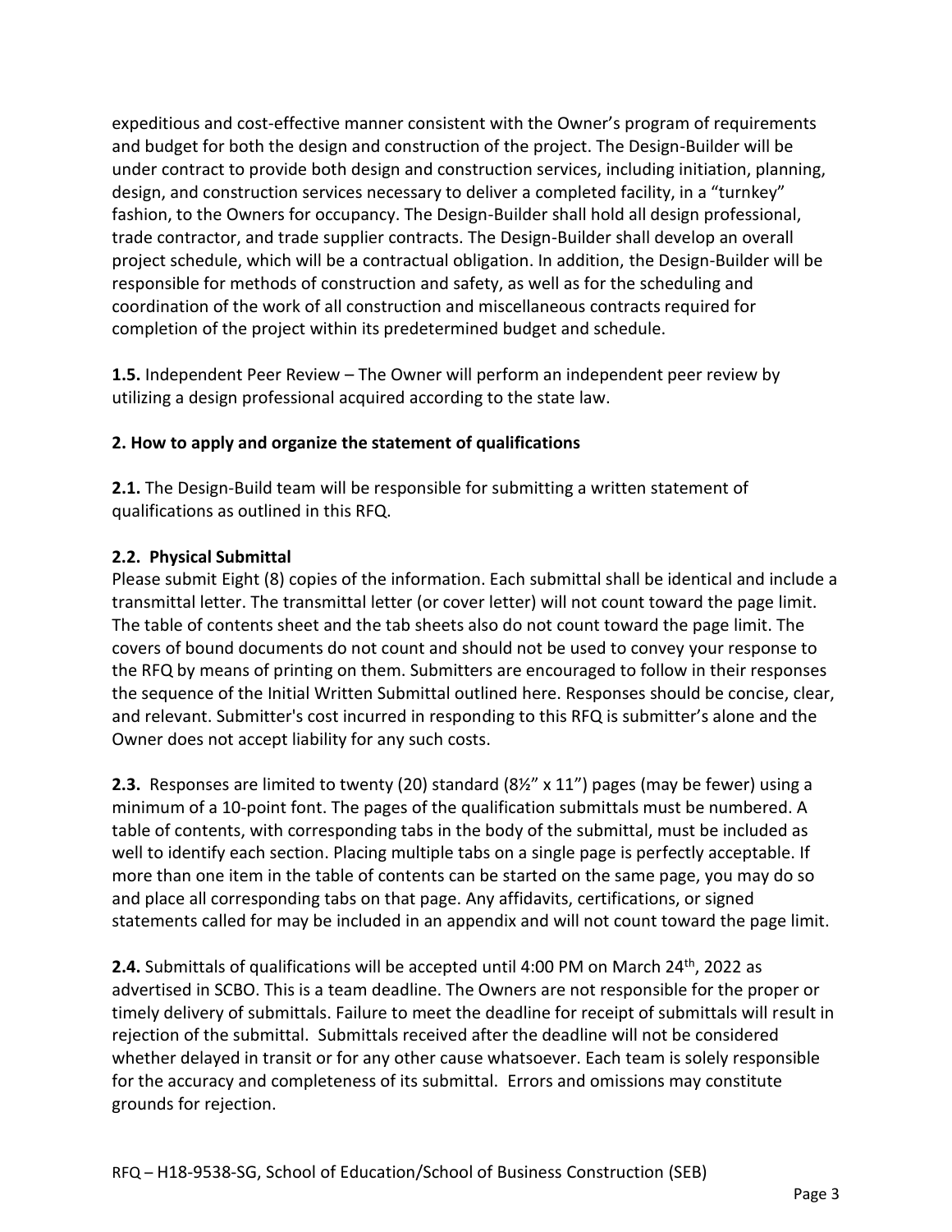expeditious and cost-effective manner consistent with the Owner's program of requirements and budget for both the design and construction of the project. The Design-Builder will be under contract to provide both design and construction services, including initiation, planning, design, and construction services necessary to deliver a completed facility, in a "turnkey" fashion, to the Owners for occupancy. The Design-Builder shall hold all design professional, trade contractor, and trade supplier contracts. The Design-Builder shall develop an overall project schedule, which will be a contractual obligation. In addition, the Design-Builder will be responsible for methods of construction and safety, as well as for the scheduling and coordination of the work of all construction and miscellaneous contracts required for completion of the project within its predetermined budget and schedule.

**1.5.** Independent Peer Review – The Owner will perform an independent peer review by utilizing a design professional acquired according to the state law.

**2. How to apply and organize the statement of qualifications**

**2.1.** The Design-Build team will be responsible for submitting a written statement of qualifications as outlined in this RFQ.

**2.2. Physical Submittal**

Please submit Eight (8) copies of the information. Each submittal shall be identical and include a transmittal letter. The transmittal letter (or cover letter) will not count toward the page limit. The table of contents sheet and the tab sheets also do not count toward the page limit. The covers of bound documents do not count and should not be used to convey your response to the RFQ by means of printing on them. Submitters are encouraged to follow in their responses the sequence of the Initial Written Submittal outlined here. Responses should be concise, clear, and relevant. Submitter's cost incurred in responding to this RFQ is submitter's alone and the Owner does not accept liability for any such costs.

**2.3.** Responses are limited to twenty (20) standard (8½" x 11") pages (may be fewer) using a minimum of a 10-point font. The pages of the qualification submittals must be numbered. A table of contents, with corresponding tabs in the body of the submittal, must be included as well to identify each section. Placing multiple tabs on a single page is perfectly acceptable. If more than one item in the table of contents can be started on the same page, you may do so and place all corresponding tabs on that page. Any affidavits, certifications, or signed statements called for may be included in an appendix and will not count toward the page limit.

**2.4.** Submittals of qualifications will be accepted until 4:00 PM on March 24th, 2022 as advertised in SCBO. This is a team deadline. The Owners are not responsible for the proper or timely delivery of submittals. Failure to meet the deadline for receipt of submittals will result in rejection of the submittal. Submittals received after the deadline will not be considered whether delayed in transit or for any other cause whatsoever. Each team is solely responsible for the accuracy and completeness of its submittal. Errors and omissions may constitute grounds for rejection.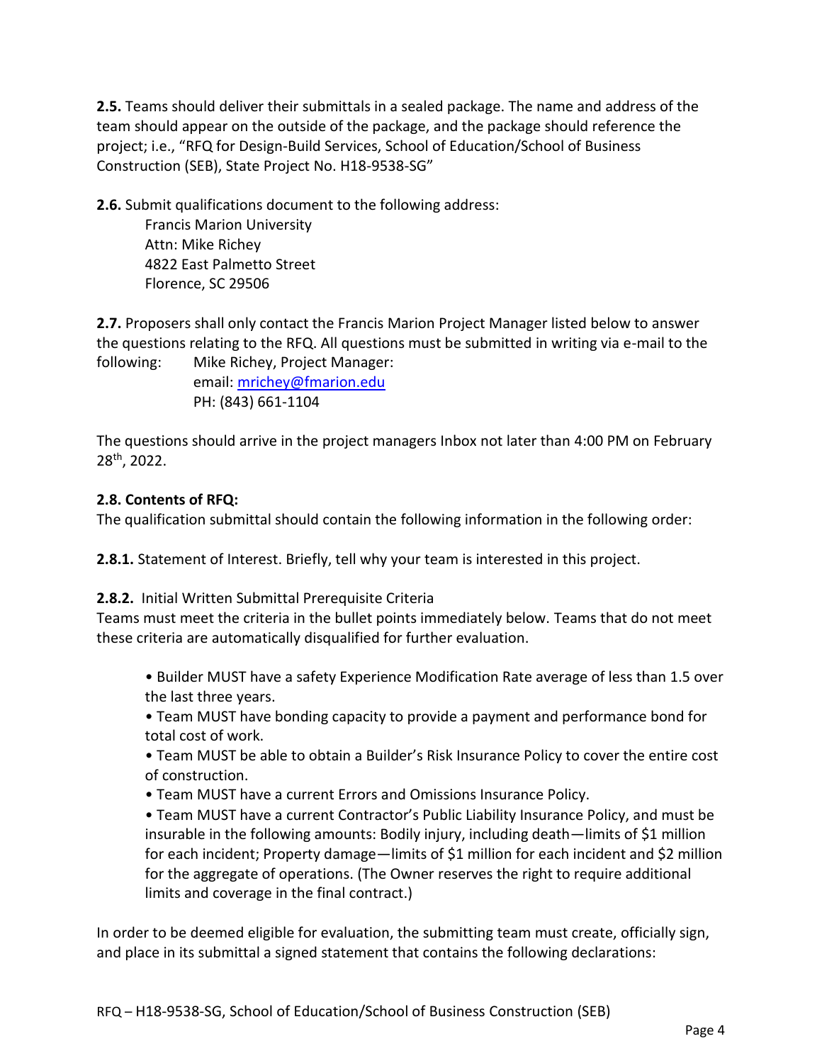**2.5.** Teams should deliver their submittals in a sealed package. The name and address of the team should appear on the outside of the package, and the package should reference the project; i.e., "RFQ for Design-Build Services, School of Education/School of Business Construction (SEB), State Project No. H18-9538-SG"

**2.6.** Submit qualifications document to the following address:

Francis Marion University
Attn: Mike Richey
4822 East Palmetto Street
Florence, SC 29506

**2.7.** Proposers shall only contact the Francis Marion Project Manager listed below to answer the questions relating to the RFQ. All questions must be submitted in writing via e-mail to the following: Mike Richey, Project Manager:
email: mrichey@fmarion.edu
PH: (843) 661-1104

The questions should arrive in the project managers Inbox not later than 4:00 PM on February 28th, 2022.

**2.8. Contents of RFQ:**

The qualification submittal should contain the following information in the following order:

**2.8.1.** Statement of Interest. Briefly, tell why your team is interested in this project.

**2.8.2.** Initial Written Submittal Prerequisite Criteria

Teams must meet the criteria in the bullet points immediately below. Teams that do not meet these criteria are automatically disqualified for further evaluation.

- Builder MUST have a safety Experience Modification Rate average of less than 1.5 over the last three years.
- Team MUST have bonding capacity to provide a payment and performance bond for total cost of work.
- Team MUST be able to obtain a Builder's Risk Insurance Policy to cover the entire cost of construction.
- Team MUST have a current Errors and Omissions Insurance Policy.
- Team MUST have a current Contractor's Public Liability Insurance Policy, and must be insurable in the following amounts: Bodily injury, including death—limits of $1 million for each incident; Property damage—limits of $1 million for each incident and $2 million for the aggregate of operations. (The Owner reserves the right to require additional limits and coverage in the final contract.)

In order to be deemed eligible for evaluation, the submitting team must create, officially sign, and place in its submittal a signed statement that contains the following declarations: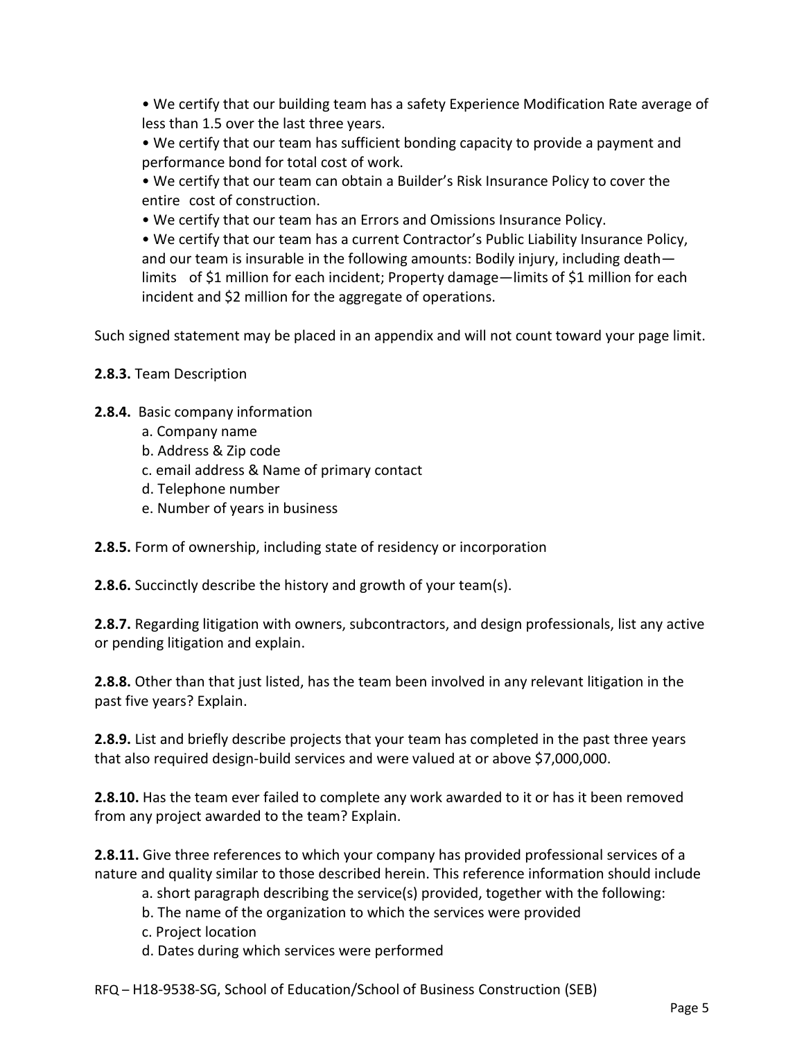- We certify that our building team has a safety Experience Modification Rate average of less than 1.5 over the last three years.
- We certify that our team has sufficient bonding capacity to provide a payment and performance bond for total cost of work.
- We certify that our team can obtain a Builder's Risk Insurance Policy to cover the entire cost of construction.
- We certify that our team has an Errors and Omissions Insurance Policy.
- We certify that our team has a current Contractor's Public Liability Insurance Policy, and our team is insurable in the following amounts: Bodily injury, including death—limits of $1 million for each incident; Property damage—limits of $1 million for each incident and $2 million for the aggregate of operations.

Such signed statement may be placed in an appendix and will not count toward your page limit.

**2.8.3.** Team Description

**2.8.4.** Basic company information

a. Company name
b. Address & Zip code
c. email address & Name of primary contact
d. Telephone number
e. Number of years in business

**2.8.5.** Form of ownership, including state of residency or incorporation

**2.8.6.** Succinctly describe the history and growth of your team(s).

**2.8.7.** Regarding litigation with owners, subcontractors, and design professionals, list any active or pending litigation and explain.

**2.8.8.** Other than that just listed, has the team been involved in any relevant litigation in the past five years? Explain.

**2.8.9.** List and briefly describe projects that your team has completed in the past three years that also required design-build services and were valued at or above $7,000,000.

**2.8.10.** Has the team ever failed to complete any work awarded to it or has it been removed from any project awarded to the team? Explain.

**2.8.11.** Give three references to which your company has provided professional services of a nature and quality similar to those described herein. This reference information should include

a. short paragraph describing the service(s) provided, together with the following:
b. The name of the organization to which the services were provided
c. Project location
d. Dates during which services were performed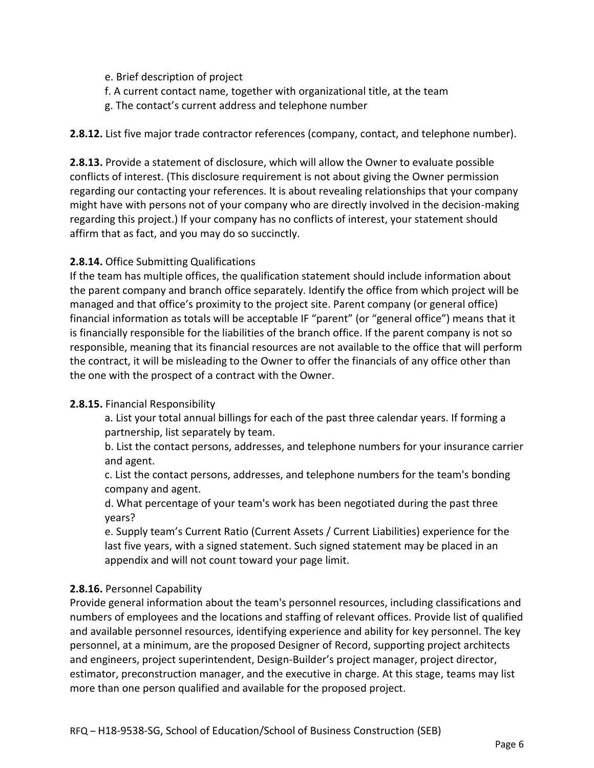e. Brief description of project
f. A current contact name, together with organizational title, at the team
g. The contact's current address and telephone number

**2.8.12.** List five major trade contractor references (company, contact, and telephone number).

**2.8.13.** Provide a statement of disclosure, which will allow the Owner to evaluate possible conflicts of interest. (This disclosure requirement is not about giving the Owner permission regarding our contacting your references. It is about revealing relationships that your company might have with persons not of your company who are directly involved in the decision-making regarding this project.) If your company has no conflicts of interest, your statement should affirm that as fact, and you may do so succinctly.

**2.8.14.** Office Submitting Qualifications
If the team has multiple offices, the qualification statement should include information about the parent company and branch office separately. Identify the office from which project will be managed and that office's proximity to the project site. Parent company (or general office) financial information as totals will be acceptable IF "parent" (or "general office") means that it is financially responsible for the liabilities of the branch office. If the parent company is not so responsible, meaning that its financial resources are not available to the office that will perform the contract, it will be misleading to the Owner to offer the financials of any office other than the one with the prospect of a contract with the Owner.

**2.8.15.** Financial Responsibility

a. List your total annual billings for each of the past three calendar years. If forming a partnership, list separately by team.
b. List the contact persons, addresses, and telephone numbers for your insurance carrier and agent.
c. List the contact persons, addresses, and telephone numbers for the team's bonding company and agent.
d. What percentage of your team's work has been negotiated during the past three years?
e. Supply team's Current Ratio (Current Assets / Current Liabilities) experience for the last five years, with a signed statement. Such signed statement may be placed in an appendix and will not count toward your page limit.

**2.8.16.** Personnel Capability
Provide general information about the team's personnel resources, including classifications and numbers of employees and the locations and staffing of relevant offices. Provide list of qualified and available personnel resources, identifying experience and ability for key personnel. The key personnel, at a minimum, are the proposed Designer of Record, supporting project architects and engineers, project superintendent, Design-Builder's project manager, project director, estimator, preconstruction manager, and the executive in charge. At this stage, teams may list more than one person qualified and available for the proposed project.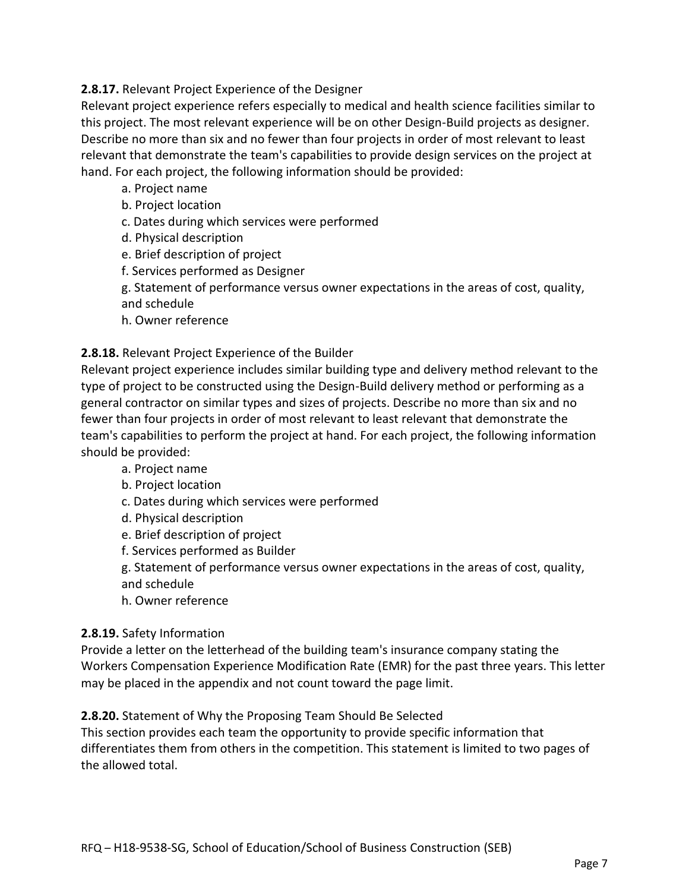**2.8.17.** Relevant Project Experience of the Designer

Relevant project experience refers especially to medical and health science facilities similar to this project. The most relevant experience will be on other Design-Build projects as designer. Describe no more than six and no fewer than four projects in order of most relevant to least relevant that demonstrate the team's capabilities to provide design services on the project at hand. For each project, the following information should be provided:

a. Project name
b. Project location
c. Dates during which services were performed
d. Physical description
e. Brief description of project
f. Services performed as Designer
g. Statement of performance versus owner expectations in the areas of cost, quality, and schedule
h. Owner reference

**2.8.18.** Relevant Project Experience of the Builder

Relevant project experience includes similar building type and delivery method relevant to the type of project to be constructed using the Design-Build delivery method or performing as a general contractor on similar types and sizes of projects. Describe no more than six and no fewer than four projects in order of most relevant to least relevant that demonstrate the team's capabilities to perform the project at hand. For each project, the following information should be provided:

a. Project name
b. Project location
c. Dates during which services were performed
d. Physical description
e. Brief description of project
f. Services performed as Builder
g. Statement of performance versus owner expectations in the areas of cost, quality, and schedule
h. Owner reference

**2.8.19.** Safety Information

Provide a letter on the letterhead of the building team's insurance company stating the Workers Compensation Experience Modification Rate (EMR) for the past three years. This letter may be placed in the appendix and not count toward the page limit.

**2.8.20.** Statement of Why the Proposing Team Should Be Selected

This section provides each team the opportunity to provide specific information that differentiates them from others in the competition. This statement is limited to two pages of the allowed total.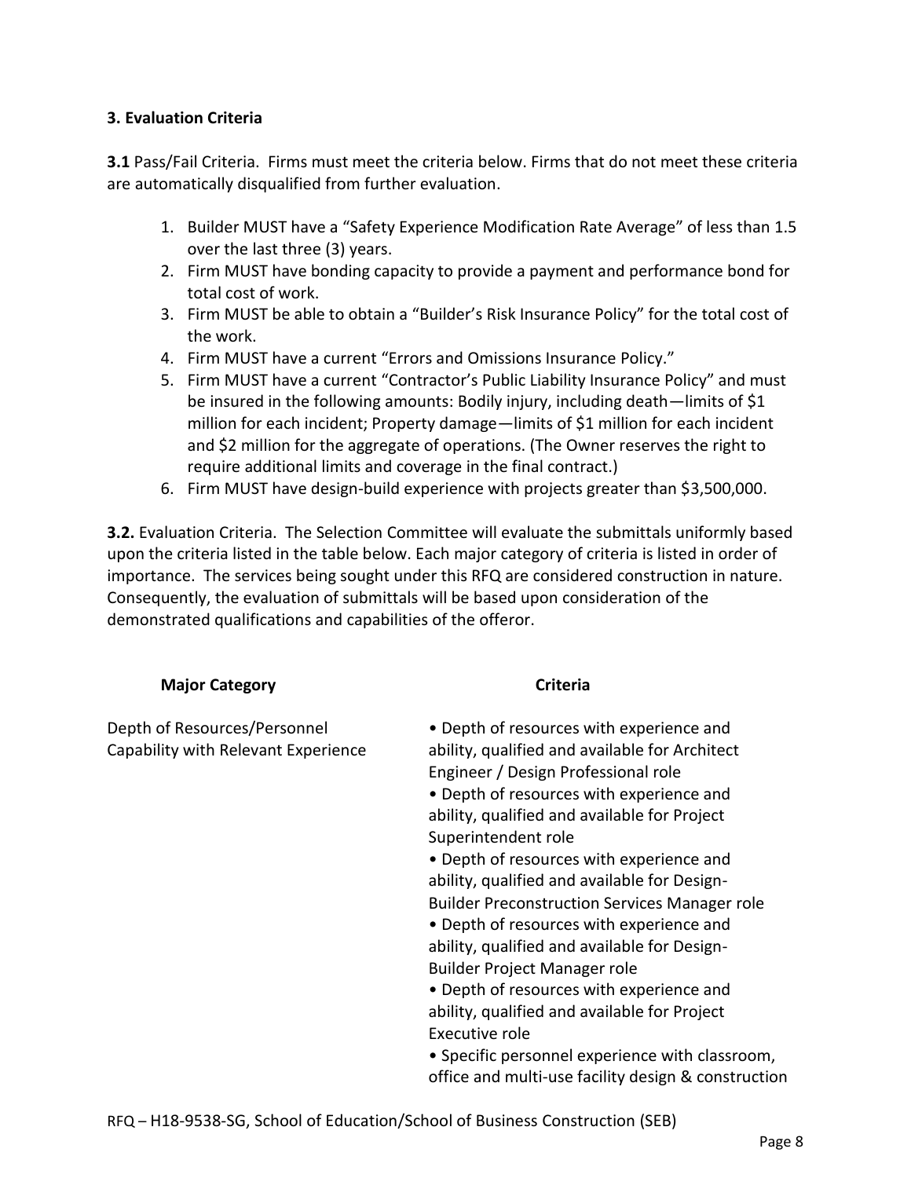### 3. Evaluation Criteria

**3.1** Pass/Fail Criteria. Firms must meet the criteria below. Firms that do not meet these criteria are automatically disqualified from further evaluation.

1. Builder MUST have a "Safety Experience Modification Rate Average" of less than 1.5 over the last three (3) years.
2. Firm MUST have bonding capacity to provide a payment and performance bond for total cost of work.
3. Firm MUST be able to obtain a "Builder's Risk Insurance Policy" for the total cost of the work.
4. Firm MUST have a current "Errors and Omissions Insurance Policy."
5. Firm MUST have a current "Contractor's Public Liability Insurance Policy" and must be insured in the following amounts: Bodily injury, including death—limits of $1 million for each incident; Property damage—limits of $1 million for each incident and $2 million for the aggregate of operations. (The Owner reserves the right to require additional limits and coverage in the final contract.)
6. Firm MUST have design-build experience with projects greater than $3,500,000.

**3.2.** Evaluation Criteria. The Selection Committee will evaluate the submittals uniformly based upon the criteria listed in the table below. Each major category of criteria is listed in order of importance. The services being sought under this RFQ are considered construction in nature. Consequently, the evaluation of submittals will be based upon consideration of the demonstrated qualifications and capabilities of the offeror.

| Major Category | Criteria |
|---|---|
| Depth of Resources/Personnel Capability with Relevant Experience | • Depth of resources with experience and ability, qualified and available for Architect Engineer / Design Professional role<br>• Depth of resources with experience and ability, qualified and available for Project Superintendent role<br>• Depth of resources with experience and ability, qualified and available for Design-Builder Preconstruction Services Manager role<br>• Depth of resources with experience and ability, qualified and available for Design-Builder Project Manager role<br>• Depth of resources with experience and ability, qualified and available for Project Executive role<br>• Specific personnel experience with classroom, office and multi-use facility design & construction |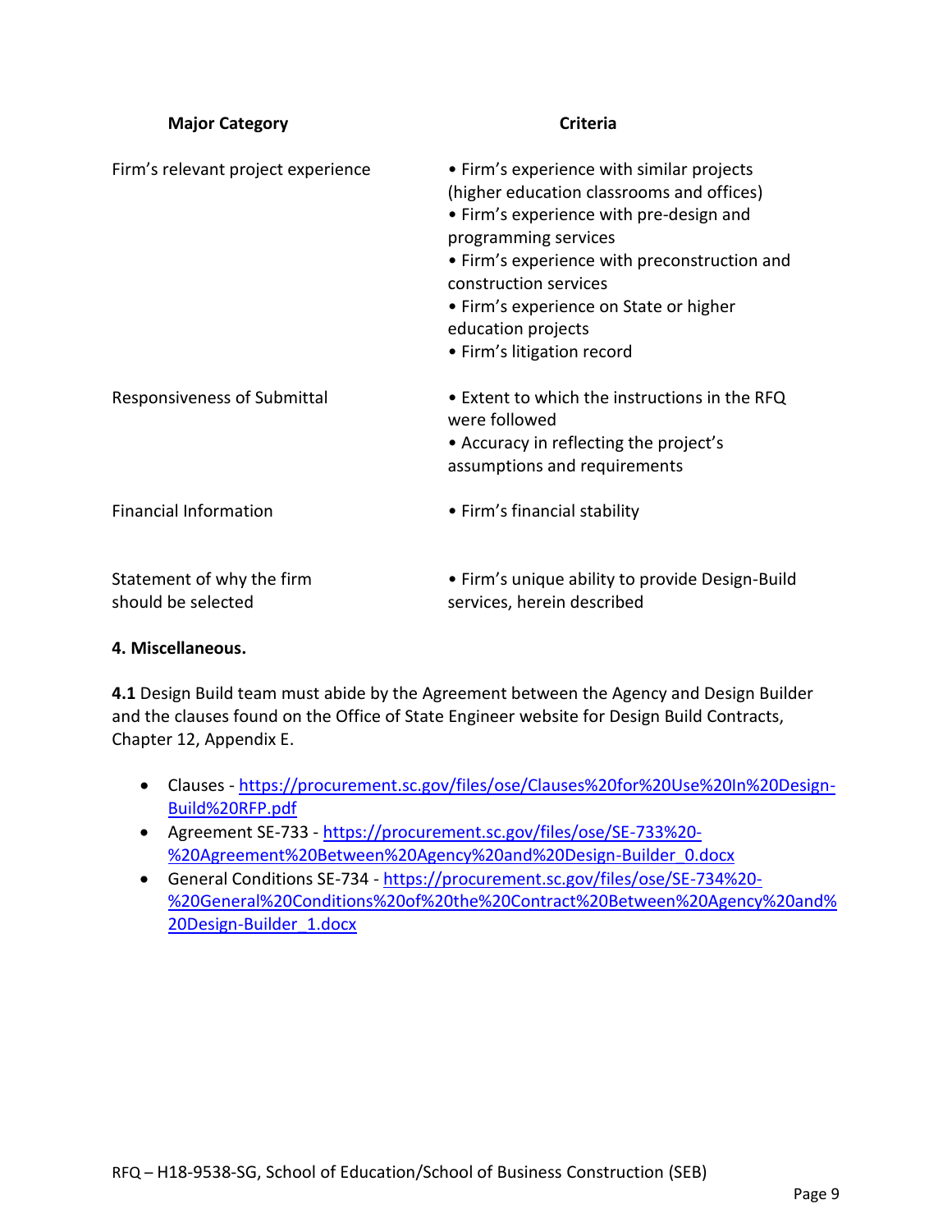| Major Category | Criteria |
| --- | --- |
| Firm's relevant project experience | • Firm's experience with similar projects (higher education classrooms and offices)<br>• Firm's experience with pre-design and programming services<br>• Firm's experience with preconstruction and construction services<br>• Firm's experience on State or higher education projects<br>• Firm's litigation record |
| Responsiveness of Submittal | • Extent to which the instructions in the RFQ were followed<br>• Accuracy in reflecting the project's assumptions and requirements |
| Financial Information | • Firm's financial stability |
| Statement of why the firm should be selected | • Firm's unique ability to provide Design-Build services, herein described |

**4. Miscellaneous.**

**4.1** Design Build team must abide by the Agreement between the Agency and Design Builder and the clauses found on the Office of State Engineer website for Design Build Contracts, Chapter 12, Appendix E.

- Clauses - https://procurement.sc.gov/files/ose/Clauses%20for%20Use%20In%20Design-Build%20RFP.pdf
- Agreement SE-733 - https://procurement.sc.gov/files/ose/SE-733%20-%20Agreement%20Between%20Agency%20and%20Design-Builder_0.docx
- General Conditions SE-734 - https://procurement.sc.gov/files/ose/SE-734%20-%20General%20Conditions%20of%20the%20Contract%20Between%20Agency%20and%20Design-Builder_1.docx

RFQ – H18-9538-SG, School of Education/School of Business Construction (SEB)